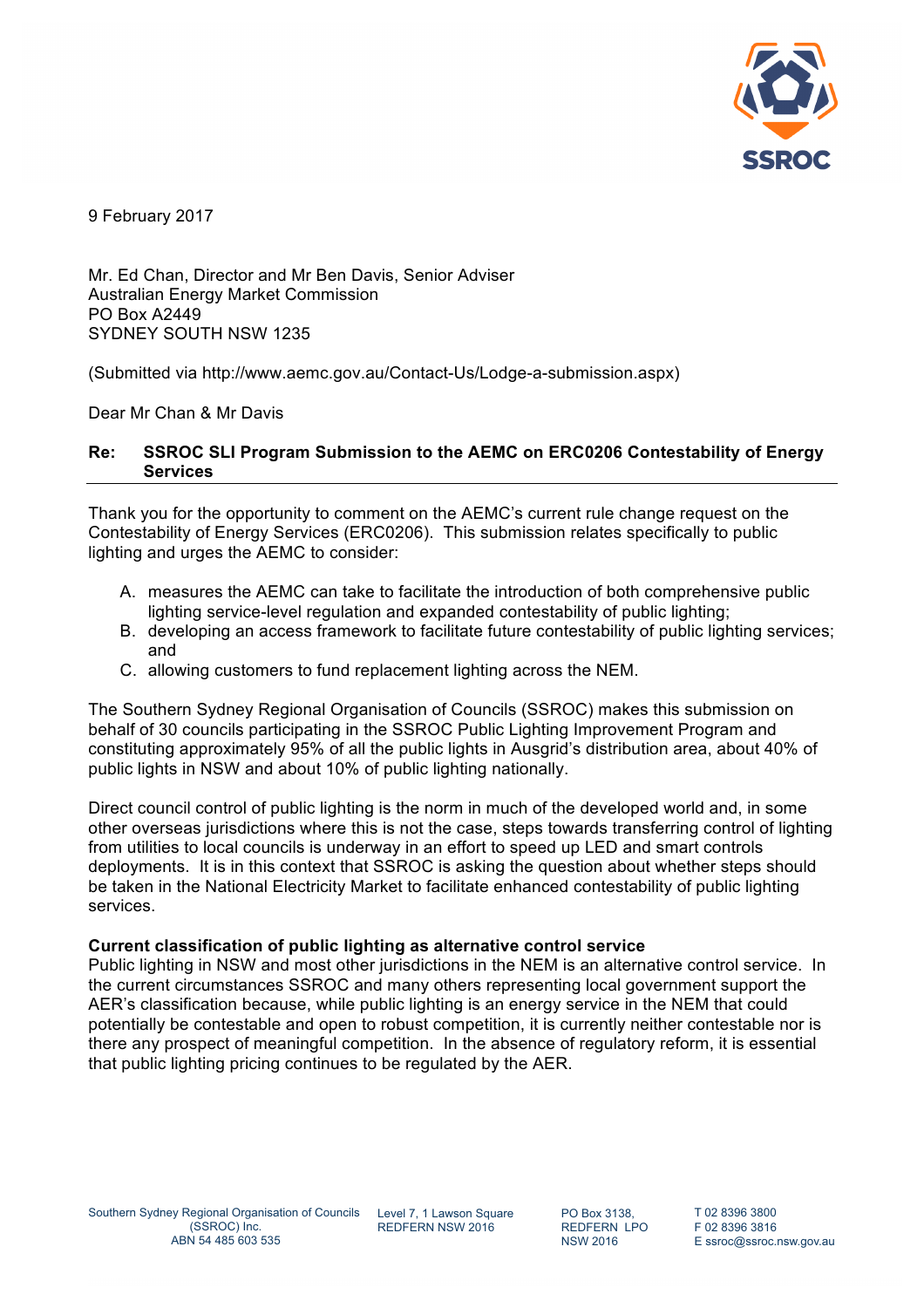9 February 2017

Mr. Ed Chan, Director and Mr Ben Davis, Senior Adviser
Australian Energy Market Commission
PO Box A2449
SYDNEY SOUTH NSW 1235

(Submitted via http://www.aemc.gov.au/Contact-Us/Lodge-a-submission.aspx)

Dear Mr Chan & Mr Davis

**Re: SSROC SLI Program Submission to the AEMC on ERC0206 Contestability of Energy Services**

Thank you for the opportunity to comment on the AEMC's current rule change request on the Contestability of Energy Services (ERC0206). This submission relates specifically to public lighting and urges the AEMC to consider:

A. measures the AEMC can take to facilitate the introduction of both comprehensive public lighting service-level regulation and expanded contestability of public lighting;
B. developing an access framework to facilitate future contestability of public lighting services; and
C. allowing customers to fund replacement lighting across the NEM.

The Southern Sydney Regional Organisation of Councils (SSROC) makes this submission on behalf of 30 councils participating in the SSROC Public Lighting Improvement Program and constituting approximately 95% of all the public lights in Ausgrid's distribution area, about 40% of public lights in NSW and about 10% of public lighting nationally.

Direct council control of public lighting is the norm in much of the developed world and, in some other overseas jurisdictions where this is not the case, steps towards transferring control of lighting from utilities to local councils is underway in an effort to speed up LED and smart controls deployments. It is in this context that SSROC is asking the question about whether steps should be taken in the National Electricity Market to facilitate enhanced contestability of public lighting services.

**Current classification of public lighting as alternative control service**

Public lighting in NSW and most other jurisdictions in the NEM is an alternative control service. In the current circumstances SSROC and many others representing local government support the AER's classification because, while public lighting is an energy service in the NEM that could potentially be contestable and open to robust competition, it is currently neither contestable nor is there any prospect of meaningful competition. In the absence of regulatory reform, it is essential that public lighting pricing continues to be regulated by the AER.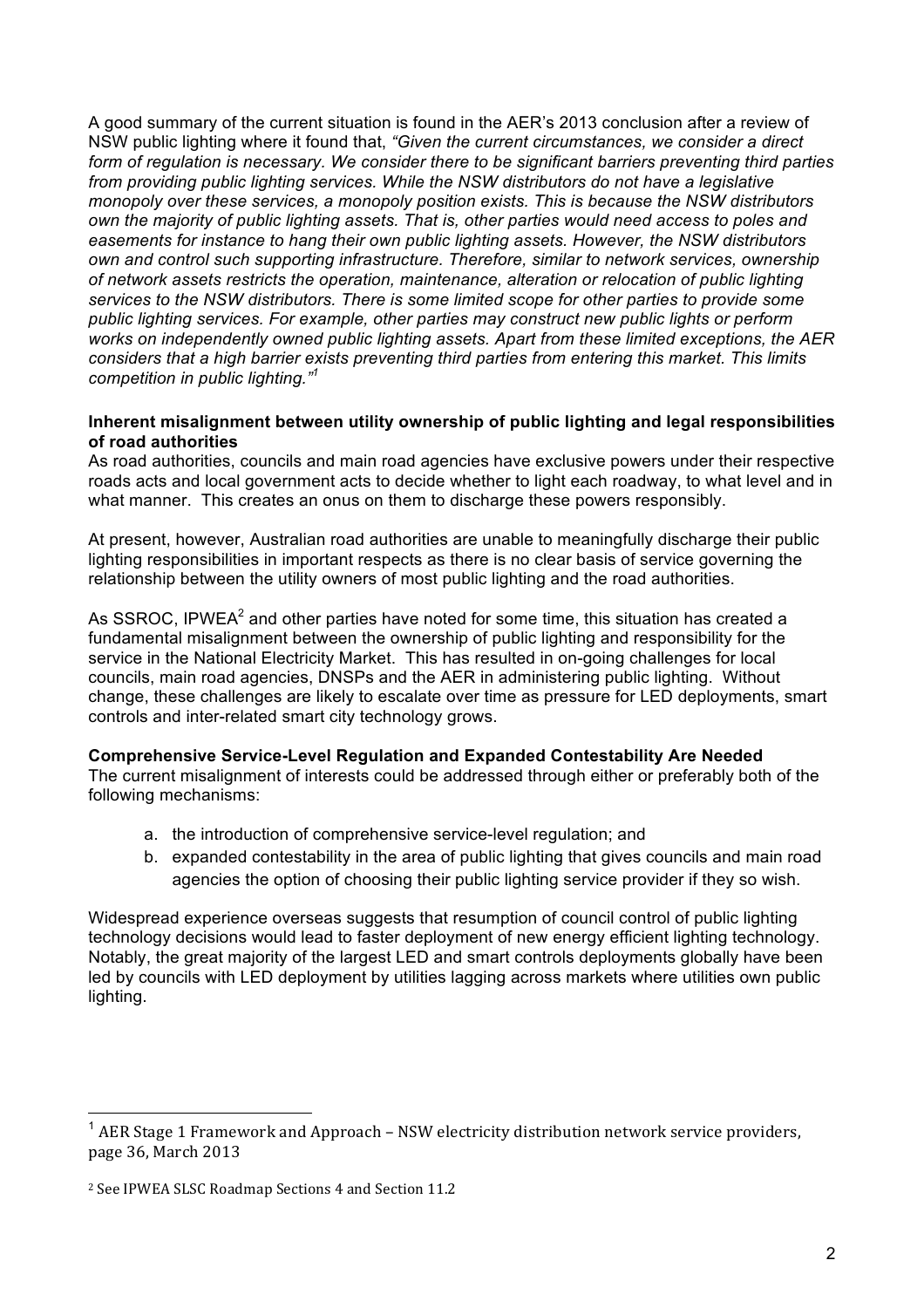A good summary of the current situation is found in the AER's 2013 conclusion after a review of NSW public lighting where it found that, *"Given the current circumstances, we consider a direct form of regulation is necessary. We consider there to be significant barriers preventing third parties from providing public lighting services. While the NSW distributors do not have a legislative monopoly over these services, a monopoly position exists. This is because the NSW distributors own the majority of public lighting assets. That is, other parties would need access to poles and easements for instance to hang their own public lighting assets. However, the NSW distributors own and control such supporting infrastructure. Therefore, similar to network services, ownership of network assets restricts the operation, maintenance, alteration or relocation of public lighting services to the NSW distributors. There is some limited scope for other parties to provide some public lighting services. For example, other parties may construct new public lights or perform works on independently owned public lighting assets. Apart from these limited exceptions, the AER considers that a high barrier exists preventing third parties from entering this market. This limits competition in public lighting."*[1]

**Inherent misalignment between utility ownership of public lighting and legal responsibilities of road authorities**

As road authorities, councils and main road agencies have exclusive powers under their respective roads acts and local government acts to decide whether to light each roadway, to what level and in what manner. This creates an onus on them to discharge these powers responsibly.

At present, however, Australian road authorities are unable to meaningfully discharge their public lighting responsibilities in important respects as there is no clear basis of service governing the relationship between the utility owners of most public lighting and the road authorities.

As SSROC, IPWEA[2] and other parties have noted for some time, this situation has created a fundamental misalignment between the ownership of public lighting and responsibility for the service in the National Electricity Market. This has resulted in on-going challenges for local councils, main road agencies, DNSPs and the AER in administering public lighting. Without change, these challenges are likely to escalate over time as pressure for LED deployments, smart controls and inter-related smart city technology grows.

**Comprehensive Service-Level Regulation and Expanded Contestability Are Needed**

The current misalignment of interests could be addressed through either or preferably both of the following mechanisms:

a. the introduction of comprehensive service-level regulation; and
b. expanded contestability in the area of public lighting that gives councils and main road agencies the option of choosing their public lighting service provider if they so wish.

Widespread experience overseas suggests that resumption of council control of public lighting technology decisions would lead to faster deployment of new energy efficient lighting technology. Notably, the great majority of the largest LED and smart controls deployments globally have been led by councils with LED deployment by utilities lagging across markets where utilities own public lighting.

---

[1] AER Stage 1 Framework and Approach – NSW electricity distribution network service providers, page 36, March 2013

[2] See IPWEA SLSC Roadmap Sections 4 and Section 11.2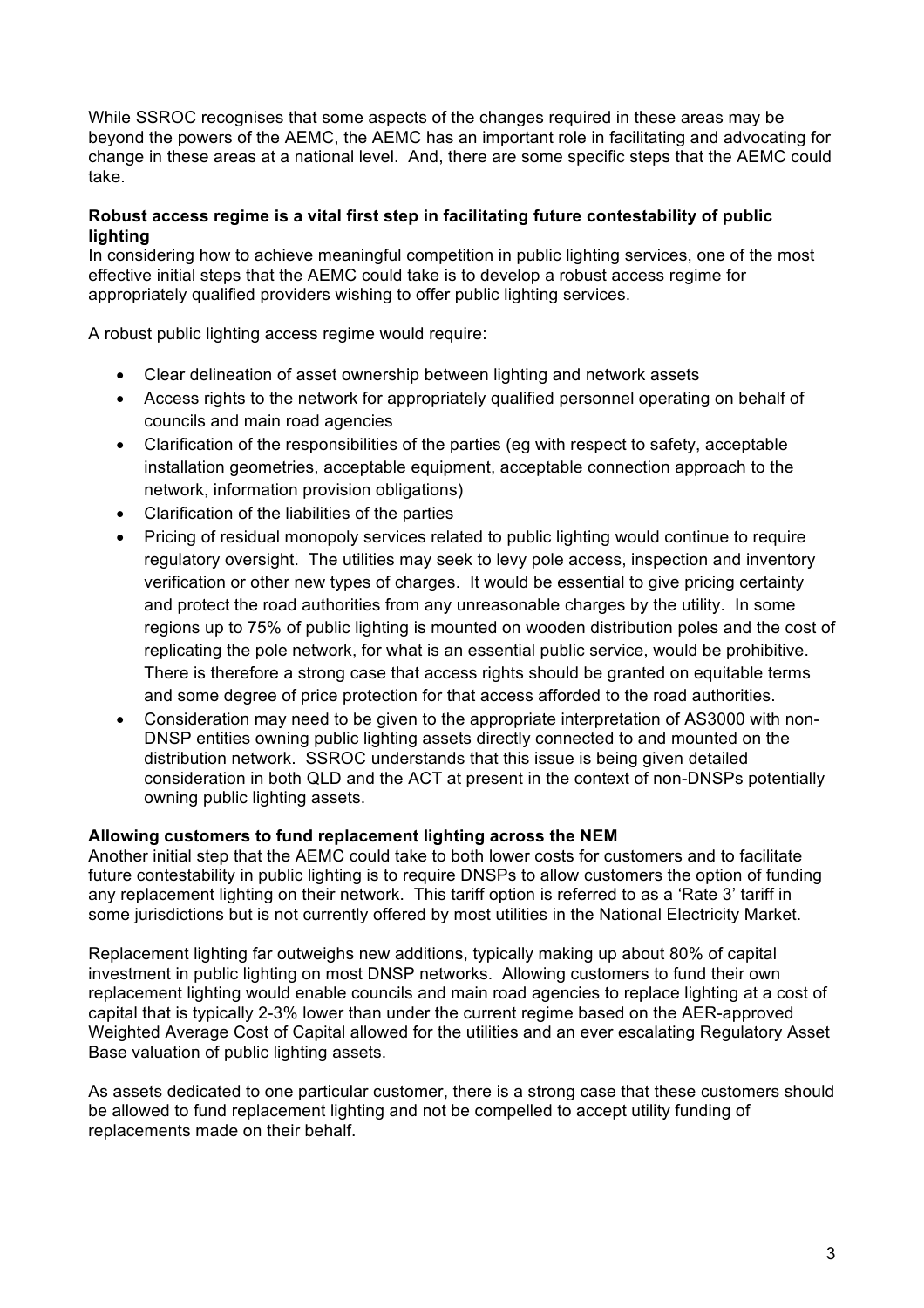While SSROC recognises that some aspects of the changes required in these areas may be beyond the powers of the AEMC, the AEMC has an important role in facilitating and advocating for change in these areas at a national level. And, there are some specific steps that the AEMC could take.

**Robust access regime is a vital first step in facilitating future contestability of public lighting**

In considering how to achieve meaningful competition in public lighting services, one of the most effective initial steps that the AEMC could take is to develop a robust access regime for appropriately qualified providers wishing to offer public lighting services.

A robust public lighting access regime would require:

- Clear delineation of asset ownership between lighting and network assets
- Access rights to the network for appropriately qualified personnel operating on behalf of councils and main road agencies
- Clarification of the responsibilities of the parties (eg with respect to safety, acceptable installation geometries, acceptable equipment, acceptable connection approach to the network, information provision obligations)
- Clarification of the liabilities of the parties
- Pricing of residual monopoly services related to public lighting would continue to require regulatory oversight. The utilities may seek to levy pole access, inspection and inventory verification or other new types of charges. It would be essential to give pricing certainty and protect the road authorities from any unreasonable charges by the utility. In some regions up to 75% of public lighting is mounted on wooden distribution poles and the cost of replicating the pole network, for what is an essential public service, would be prohibitive. There is therefore a strong case that access rights should be granted on equitable terms and some degree of price protection for that access afforded to the road authorities.
- Consideration may need to be given to the appropriate interpretation of AS3000 with non-DNSP entities owning public lighting assets directly connected to and mounted on the distribution network. SSROC understands that this issue is being given detailed consideration in both QLD and the ACT at present in the context of non-DNSPs potentially owning public lighting assets.

**Allowing customers to fund replacement lighting across the NEM**

Another initial step that the AEMC could take to both lower costs for customers and to facilitate future contestability in public lighting is to require DNSPs to allow customers the option of funding any replacement lighting on their network. This tariff option is referred to as a 'Rate 3' tariff in some jurisdictions but is not currently offered by most utilities in the National Electricity Market.

Replacement lighting far outweighs new additions, typically making up about 80% of capital investment in public lighting on most DNSP networks. Allowing customers to fund their own replacement lighting would enable councils and main road agencies to replace lighting at a cost of capital that is typically 2-3% lower than under the current regime based on the AER-approved Weighted Average Cost of Capital allowed for the utilities and an ever escalating Regulatory Asset Base valuation of public lighting assets.

As assets dedicated to one particular customer, there is a strong case that these customers should be allowed to fund replacement lighting and not be compelled to accept utility funding of replacements made on their behalf.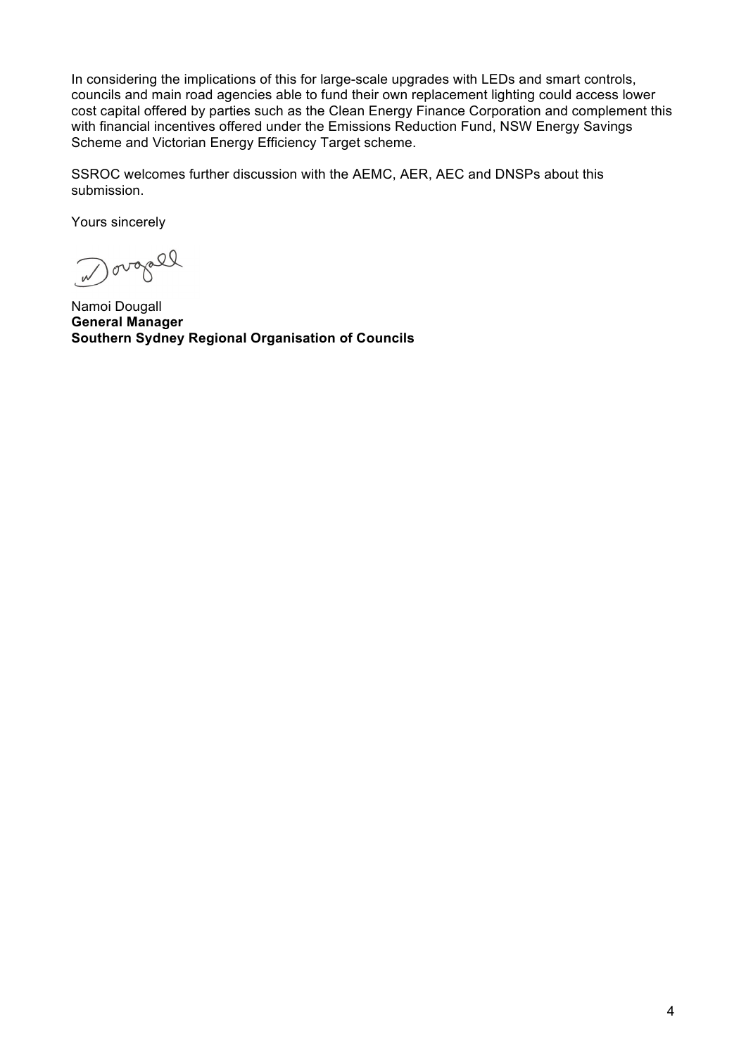In considering the implications of this for large-scale upgrades with LEDs and smart controls, councils and main road agencies able to fund their own replacement lighting could access lower cost capital offered by parties such as the Clean Energy Finance Corporation and complement this with financial incentives offered under the Emissions Reduction Fund, NSW Energy Savings Scheme and Victorian Energy Efficiency Target scheme.

SSROC welcomes further discussion with the AEMC, AER, AEC and DNSPs about this submission.

Yours sincerely

Namoi Dougall
**General Manager**
**Southern Sydney Regional Organisation of Councils**